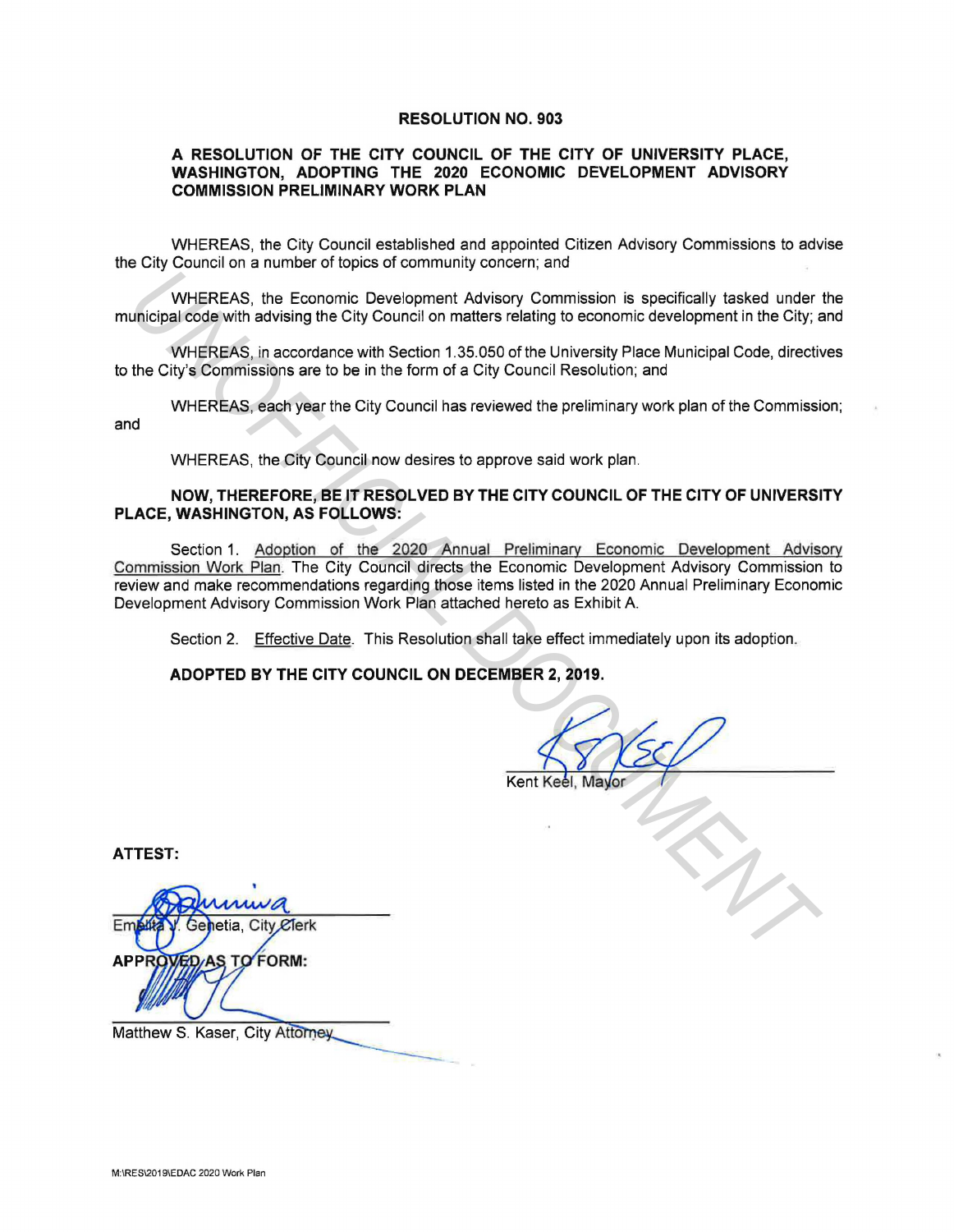# RESOLUTION NO. 903

## A RESOLUTION OF THE CITY COUNCIL OF THE CITY OF UNIVERSITY PLACE, WASHINGTON, ADOPTING THE 2020 ECONOMIC DEVELOPMENT ADVISORY COMMISSION PRELIMINARY WORK PLAN

WHEREAS, the City Council established and appointed Citizen Advisory Commissions to advise the City Council on a number of topics of community concern; and

WHEREAS, the Economic Development Advisory Commission is specifically tasked under the municipal code with advising the City Council on matters relating to economic development in the City; and

WHEREAS, in accordance with Section 1.35.050 of the University Place Municipal Code, directives to the City's Commissions are to be in the form of a City Council Resolution; and

WHEREAS, each year the City Council has reviewed the preliminary work plan of the Commission; and

WHEREAS, the City Council now desires to approve said work plan.

**NOW, THEREFORE, BE IT RESOLVED BY THE CITY COUNCIL OF THE CITY OF UNIVERSITY PLACE, WASHINGTON, AS FOLLOWS:**

Section 1. Adoption of the 2020 Annual Preliminary Economic Development Advisory Commission Work Plan. The City Council directs the Economic Development Advisory Commission to review and make recommendations regarding those items listed in the 2020 Annual Preliminary Economic Development Advisory Commission Work Plan attached hereto as Exhibit A.

Section 2. Effective Date. This Resolution shall take effect immediately upon its adoption.

**ADOPTED BY THE CITY COUNCIL ON DECEMBER 2, 2019.**

Kent Keel, Mayor

**ATTEST:**

Emelita J. Genetia, City Clerk

**APPROVED AS TO FORM:**

Matthew S. Kaser, City Attorney

M:\RES\2019\EDAC 2020 Work Plan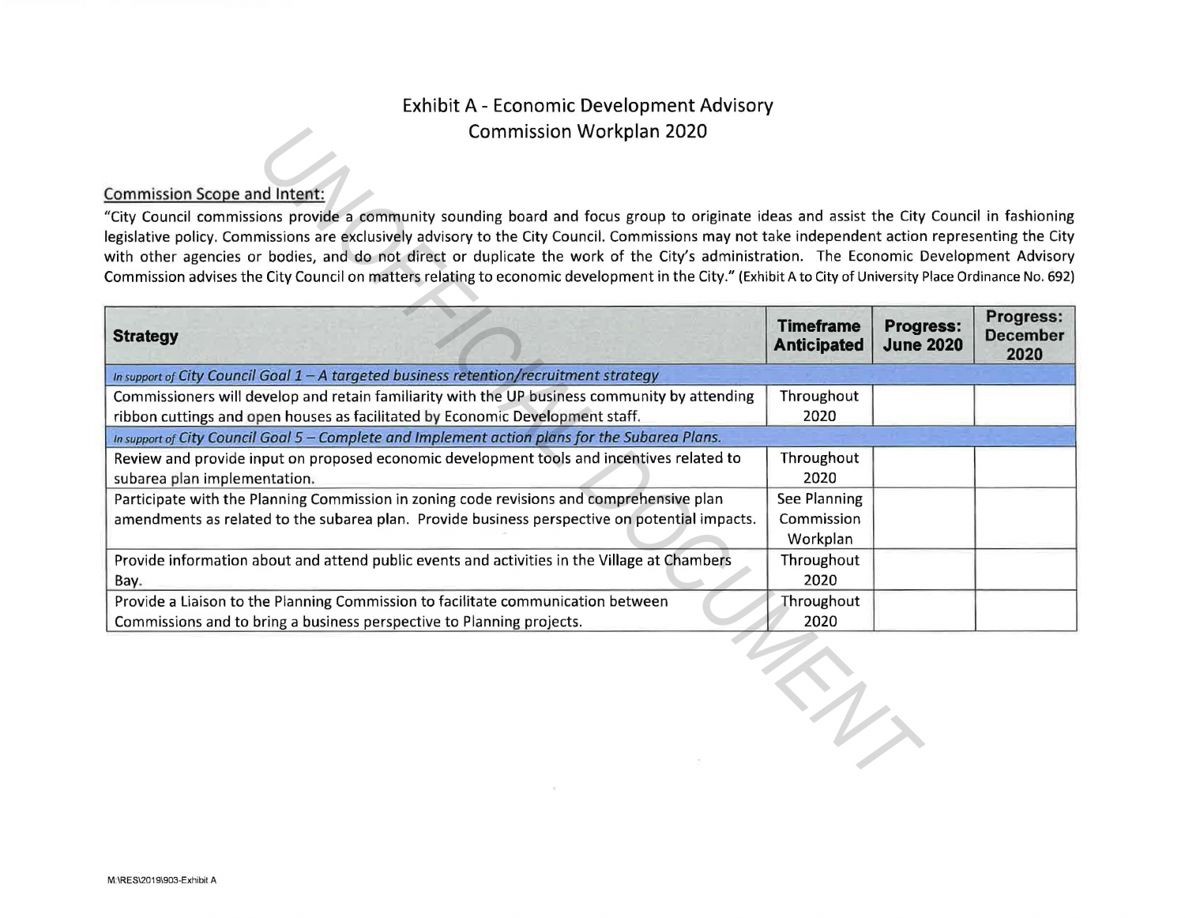# Exhibit A - Economic Development Advisory Commission Workplan 2020

Commission Scope and Intent:

"City Council commissions provide a community sounding board and focus group to originate ideas and assist the City Council in fashioning legislative policy. Commissions are exclusively advisory to the City Council. Commissions may not take independent action representing the City with other agencies or bodies, and do not direct or duplicate the work of the City's administration. The Economic Development Advisory Commission advises the City Council on matters relating to economic development in the City." (Exhibit A to City of University Place Ordinance No. 692)

| Strategy | Timeframe Anticipated | Progress: June 2020 | Progress: December 2020 |
|---|---|---|---|
| *In support of City Council Goal 1 – A targeted business retention/recruitment strategy* | | | |
| Commissioners will develop and retain familiarity with the UP business community by attending ribbon cuttings and open houses as facilitated by Economic Development staff. | Throughout 2020 | | |
| *In support of City Council Goal 5 – Complete and Implement action plans for the Subarea Plans.* | | | |
| Review and provide input on proposed economic development tools and incentives related to subarea plan implementation. | Throughout 2020 | | |
| Participate with the Planning Commission in zoning code revisions and comprehensive plan amendments as related to the subarea plan. Provide business perspective on potential impacts. | See Planning Commission Workplan | | |
| Provide information about and attend public events and activities in the Village at Chambers Bay. | Throughout 2020 | | |
| Provide a Liaison to the Planning Commission to facilitate communication between Commissions and to bring a business perspective to Planning projects. | Throughout 2020 | | |

M:\RES\2019\903-Exhibit A